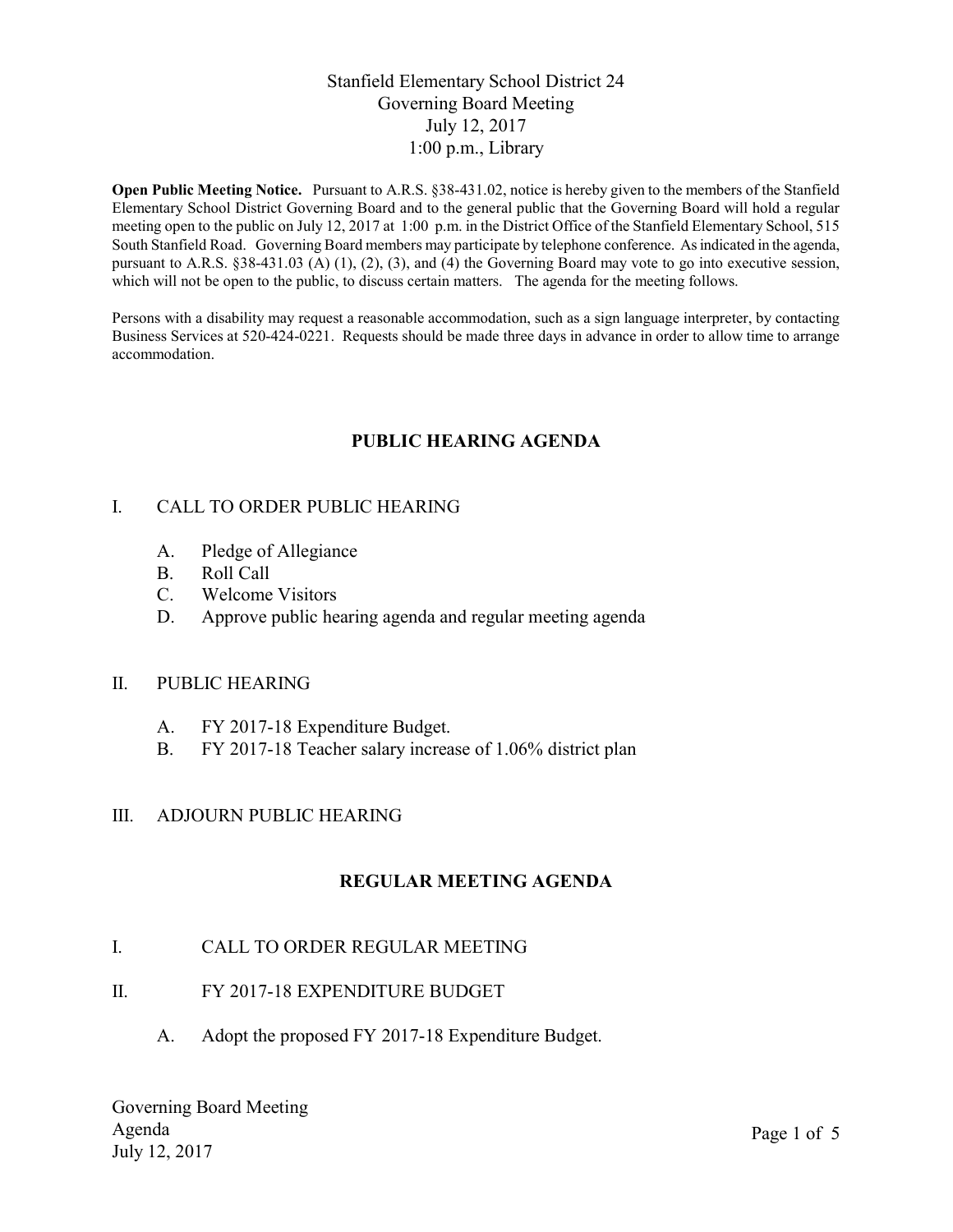# Stanfield Elementary School District 24
## Governing Board Meeting
## July 12, 2017
## 1:00 p.m., Library

**Open Public Meeting Notice.** Pursuant to A.R.S. §38-431.02, notice is hereby given to the members of the Stanfield Elementary School District Governing Board and to the general public that the Governing Board will hold a regular meeting open to the public on July 12, 2017 at 1:00 p.m. in the District Office of the Stanfield Elementary School, 515 South Stanfield Road. Governing Board members may participate by telephone conference. As indicated in the agenda, pursuant to A.R.S. §38-431.03 (A) (1), (2), (3), and (4) the Governing Board may vote to go into executive session, which will not be open to the public, to discuss certain matters. The agenda for the meeting follows.

Persons with a disability may request a reasonable accommodation, such as a sign language interpreter, by contacting Business Services at 520-424-0221. Requests should be made three days in advance in order to allow time to arrange accommodation.

## PUBLIC HEARING AGENDA

I. CALL TO ORDER PUBLIC HEARING

   A. Pledge of Allegiance
   B. Roll Call
   C. Welcome Visitors
   D. Approve public hearing agenda and regular meeting agenda

II. PUBLIC HEARING

   A. FY 2017-18 Expenditure Budget.
   B. FY 2017-18 Teacher salary increase of 1.06% district plan

III. ADJOURN PUBLIC HEARING

## REGULAR MEETING AGENDA

I. CALL TO ORDER REGULAR MEETING

II. FY 2017-18 EXPENDITURE BUDGET

   A. Adopt the proposed FY 2017-18 Expenditure Budget.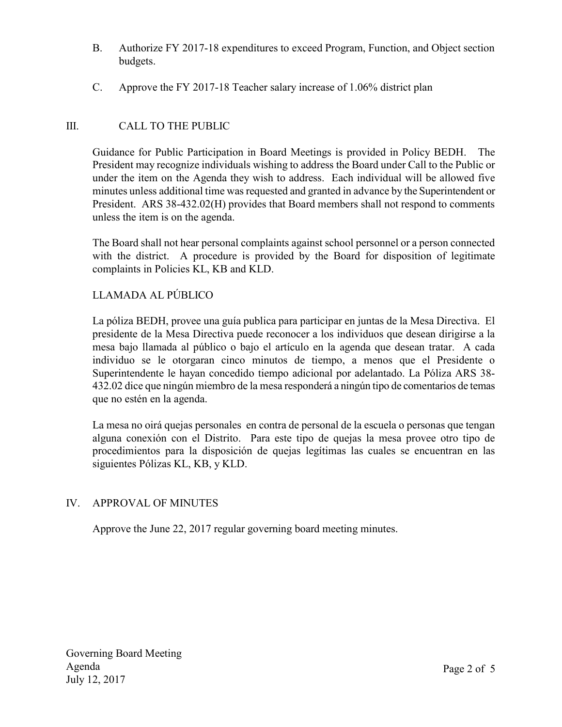B. Authorize FY 2017-18 expenditures to exceed Program, Function, and Object section budgets.

C. Approve the FY 2017-18 Teacher salary increase of 1.06% district plan

## III. CALL TO THE PUBLIC

Guidance for Public Participation in Board Meetings is provided in Policy BEDH. The President may recognize individuals wishing to address the Board under Call to the Public or under the item on the Agenda they wish to address. Each individual will be allowed five minutes unless additional time was requested and granted in advance by the Superintendent or President. ARS 38-432.02(H) provides that Board members shall not respond to comments unless the item is on the agenda.

The Board shall not hear personal complaints against school personnel or a person connected with the district. A procedure is provided by the Board for disposition of legitimate complaints in Policies KL, KB and KLD.

LLAMADA AL PÚBLICO

La póliza BEDH, provee una guía publica para participar en juntas de la Mesa Directiva. El presidente de la Mesa Directiva puede reconocer a los individuos que desean dirigirse a la mesa bajo llamada al público o bajo el artículo en la agenda que desean tratar. A cada individuo se le otorgaran cinco minutos de tiempo, a menos que el Presidente o Superintendente le hayan concedido tiempo adicional por adelantado. La Póliza ARS 38-432.02 dice que ningún miembro de la mesa responderá a ningún tipo de comentarios de temas que no estén en la agenda.

La mesa no oirá quejas personales en contra de personal de la escuela o personas que tengan alguna conexión con el Distrito. Para este tipo de quejas la mesa provee otro tipo de procedimientos para la disposición de quejas legítimas las cuales se encuentran en las siguientes Pólizas KL, KB, y KLD.

## IV. APPROVAL OF MINUTES

Approve the June 22, 2017 regular governing board meeting minutes.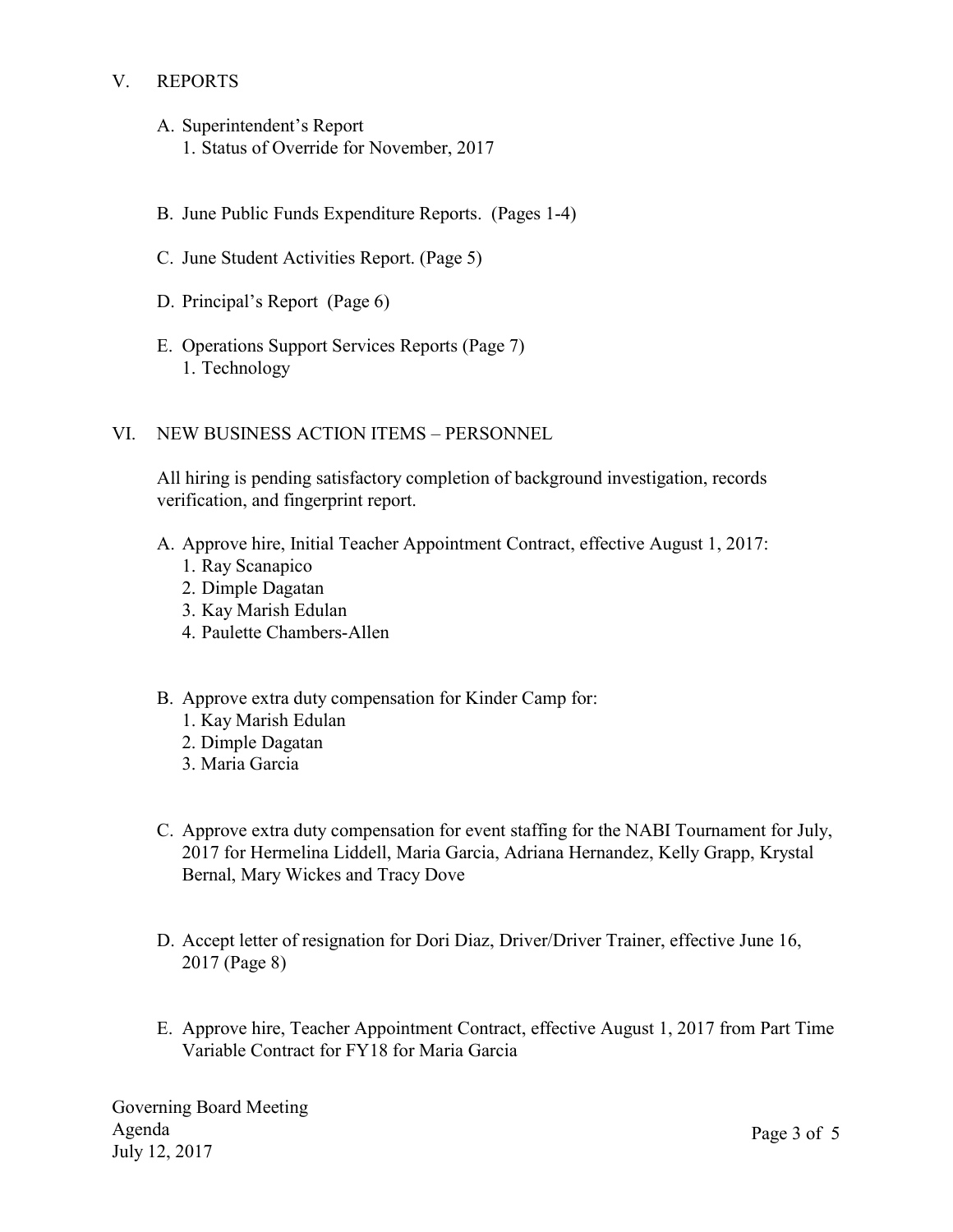## V. REPORTS

A. Superintendent's Report
   1. Status of Override for November, 2017

B. June Public Funds Expenditure Reports. (Pages 1-4)

C. June Student Activities Report. (Page 5)

D. Principal's Report (Page 6)

E. Operations Support Services Reports (Page 7)
   1. Technology

## VI. NEW BUSINESS ACTION ITEMS – PERSONNEL

All hiring is pending satisfactory completion of background investigation, records verification, and fingerprint report.

A. Approve hire, Initial Teacher Appointment Contract, effective August 1, 2017:
   1. Ray Scanapico
   2. Dimple Dagatan
   3. Kay Marish Edulan
   4. Paulette Chambers-Allen

B. Approve extra duty compensation for Kinder Camp for:
   1. Kay Marish Edulan
   2. Dimple Dagatan
   3. Maria Garcia

C. Approve extra duty compensation for event staffing for the NABI Tournament for July, 2017 for Hermelina Liddell, Maria Garcia, Adriana Hernandez, Kelly Grapp, Krystal Bernal, Mary Wickes and Tracy Dove

D. Accept letter of resignation for Dori Diaz, Driver/Driver Trainer, effective June 16, 2017 (Page 8)

E. Approve hire, Teacher Appointment Contract, effective August 1, 2017 from Part Time Variable Contract for FY18 for Maria Garcia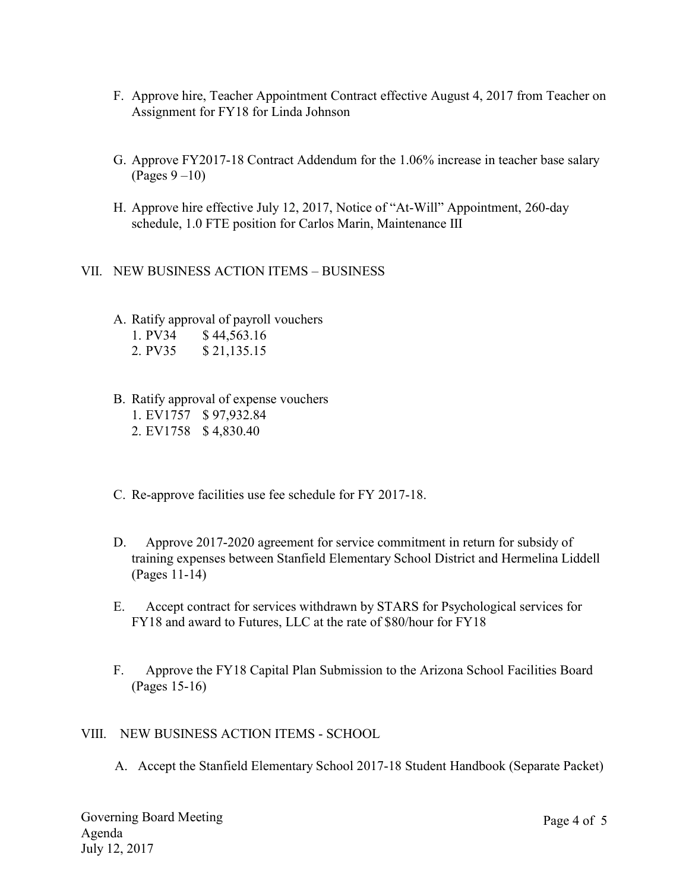F. Approve hire, Teacher Appointment Contract effective August 4, 2017 from Teacher on Assignment for FY18 for Linda Johnson

G. Approve FY2017-18 Contract Addendum for the 1.06% increase in teacher base salary (Pages 9 –10)

H. Approve hire effective July 12, 2017, Notice of "At-Will" Appointment, 260-day schedule, 1.0 FTE position for Carlos Marin, Maintenance III

## VII. NEW BUSINESS ACTION ITEMS – BUSINESS

A. Ratify approval of payroll vouchers
   1. PV34 $ 44,563.16
   2. PV35 $ 21,135.15

B. Ratify approval of expense vouchers
   1. EV1757 $ 97,932.84
   2. EV1758 $ 4,830.40

C. Re-approve facilities use fee schedule for FY 2017-18.

D. Approve 2017-2020 agreement for service commitment in return for subsidy of training expenses between Stanfield Elementary School District and Hermelina Liddell (Pages 11-14)

E. Accept contract for services withdrawn by STARS for Psychological services for FY18 and award to Futures, LLC at the rate of $80/hour for FY18

F. Approve the FY18 Capital Plan Submission to the Arizona School Facilities Board (Pages 15-16)

## VIII. NEW BUSINESS ACTION ITEMS - SCHOOL

A. Accept the Stanfield Elementary School 2017-18 Student Handbook (Separate Packet)

Governing Board Meeting
Agenda
July 12, 2017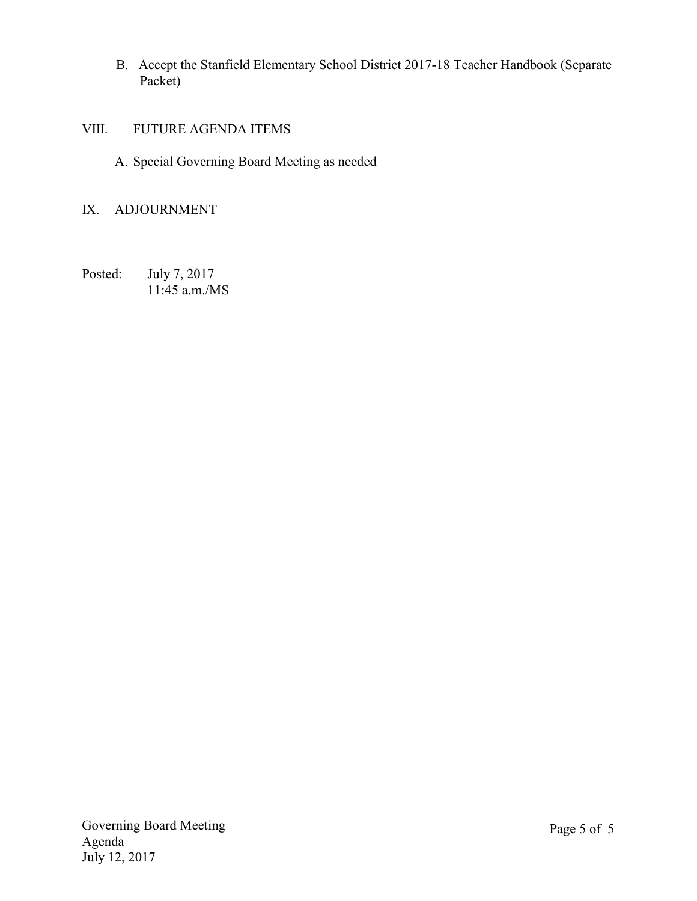B. Accept the Stanfield Elementary School District 2017-18 Teacher Handbook (Separate Packet)

## VIII. FUTURE AGENDA ITEMS

A. Special Governing Board Meeting as needed

## IX. ADJOURNMENT

Posted: July 7, 2017
11:45 a.m./MS